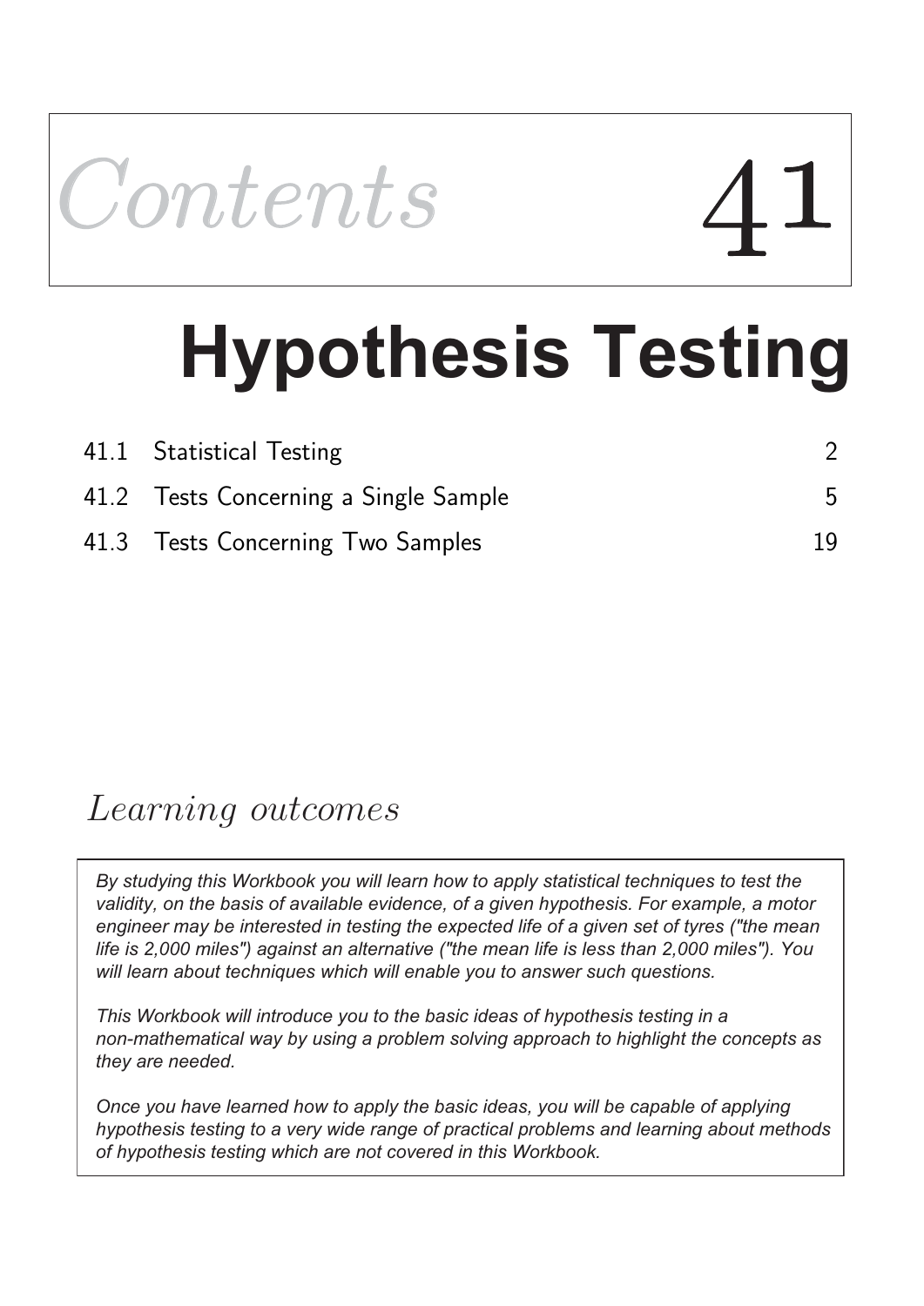*Contents* 41

# Hypothesis Testing

| | | |
|---|---|---|
| 41.1 | Statistical Testing | 2 |
| 41.2 | Tests Concerning a Single Sample | 5 |
| 41.3 | Tests Concerning Two Samples | 19 |

## *Learning outcomes*

*By studying this Workbook you will learn how to apply statistical techniques to test the validity, on the basis of available evidence, of a given hypothesis. For example, a motor engineer may be interested in testing the expected life of a given set of tyres ("the mean life is 2,000 miles") against an alternative ("the mean life is less than 2,000 miles"). You will learn about techniques which will enable you to answer such questions.*

*This Workbook will introduce you to the basic ideas of hypothesis testing in a non-mathematical way by using a problem solving approach to highlight the concepts as they are needed.*

*Once you have learned how to apply the basic ideas, you will be capable of applying hypothesis testing to a very wide range of practical problems and learning about methods of hypothesis testing which are not covered in this Workbook.*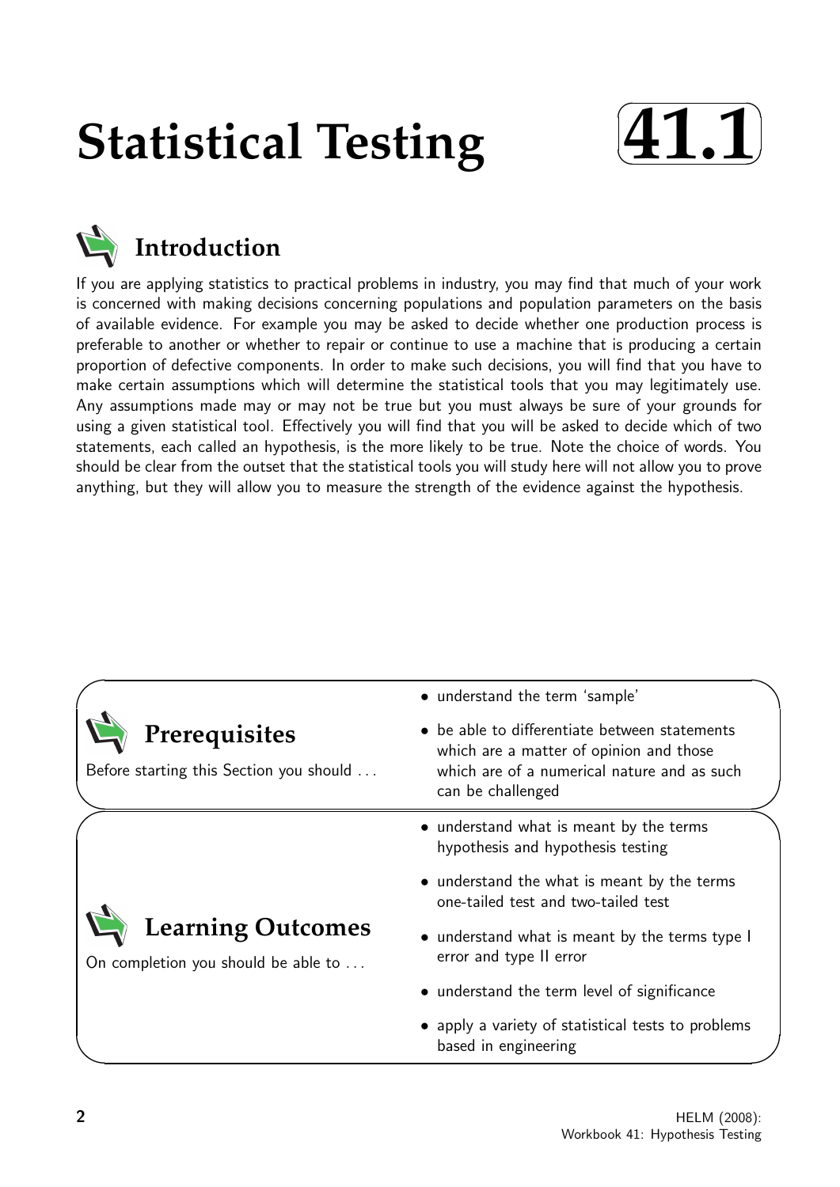# Statistical Testing 41.1

## Introduction

If you are applying statistics to practical problems in industry, you may find that much of your work is concerned with making decisions concerning populations and population parameters on the basis of available evidence. For example you may be asked to decide whether one production process is preferable to another or whether to repair or continue to use a machine that is producing a certain proportion of defective components. In order to make such decisions, you will find that you have to make certain assumptions which will determine the statistical tools that you may legitimately use. Any assumptions made may or may not be true but you must always be sure of your grounds for using a given statistical tool. Effectively you will find that you will be asked to decide which of two statements, each called an hypothesis, is the more likely to be true. Note the choice of words. You should be clear from the outset that the statistical tools you will study here will not allow you to prove anything, but they will allow you to measure the strength of the evidence against the hypothesis.

## Prerequisites

Before starting this Section you should ...

- understand the term 'sample'
- be able to differentiate between statements which are a matter of opinion and those which are of a numerical nature and as such can be challenged

## Learning Outcomes

On completion you should be able to ...

- understand what is meant by the terms hypothesis and hypothesis testing
- understand the what is meant by the terms one-tailed test and two-tailed test
- understand what is meant by the terms type I error and type II error
- understand the term level of significance
- apply a variety of statistical tests to problems based in engineering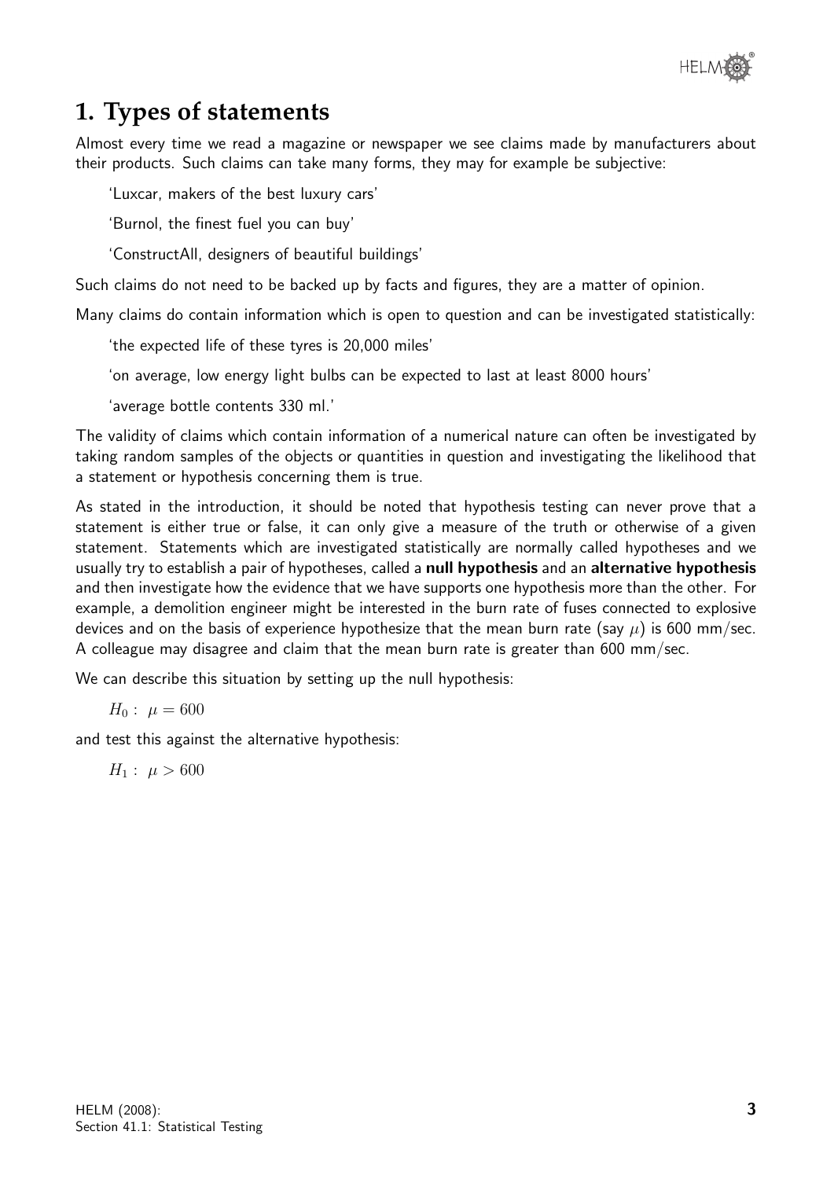## 1. Types of statements

Almost every time we read a magazine or newspaper we see claims made by manufacturers about their products. Such claims can take many forms, they may for example be subjective:

'Luxcar, makers of the best luxury cars'

'Burnol, the finest fuel you can buy'

'ConstructAll, designers of beautiful buildings'

Such claims do not need to be backed up by facts and figures, they are a matter of opinion.

Many claims do contain information which is open to question and can be investigated statistically:

'the expected life of these tyres is 20,000 miles'

'on average, low energy light bulbs can be expected to last at least 8000 hours'

'average bottle contents 330 ml.'

The validity of claims which contain information of a numerical nature can often be investigated by taking random samples of the objects or quantities in question and investigating the likelihood that a statement or hypothesis concerning them is true.

As stated in the introduction, it should be noted that hypothesis testing can never prove that a statement is either true or false, it can only give a measure of the truth or otherwise of a given statement. Statements which are investigated statistically are normally called hypotheses and we usually try to establish a pair of hypotheses, called a **null hypothesis** and an **alternative hypothesis** and then investigate how the evidence that we have supports one hypothesis more than the other. For example, a demolition engineer might be interested in the burn rate of fuses connected to explosive devices and on the basis of experience hypothesize that the mean burn rate (say $\mu$) is 600 mm/sec. A colleague may disagree and claim that the mean burn rate is greater than 600 mm/sec.

We can describe this situation by setting up the null hypothesis:

$H_0: \ \mu = 600$

and test this against the alternative hypothesis:

$H_1: \ \mu > 600$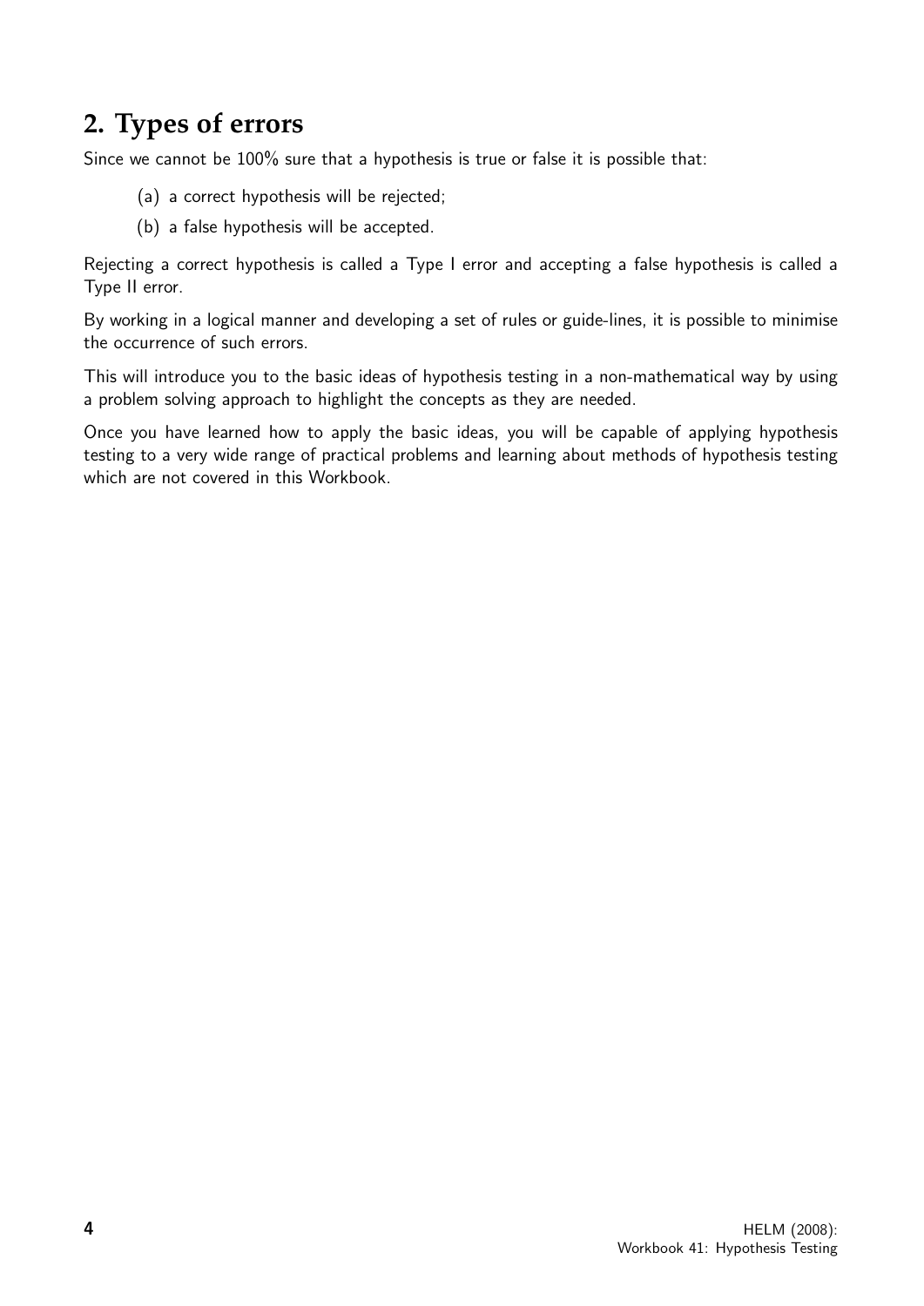## 2. Types of errors

Since we cannot be 100% sure that a hypothesis is true or false it is possible that:

(a) a correct hypothesis will be rejected;

(b) a false hypothesis will be accepted.

Rejecting a correct hypothesis is called a Type I error and accepting a false hypothesis is called a Type II error.

By working in a logical manner and developing a set of rules or guide-lines, it is possible to minimise the occurrence of such errors.

This will introduce you to the basic ideas of hypothesis testing in a non-mathematical way by using a problem solving approach to highlight the concepts as they are needed.

Once you have learned how to apply the basic ideas, you will be capable of applying hypothesis testing to a very wide range of practical problems and learning about methods of hypothesis testing which are not covered in this Workbook.